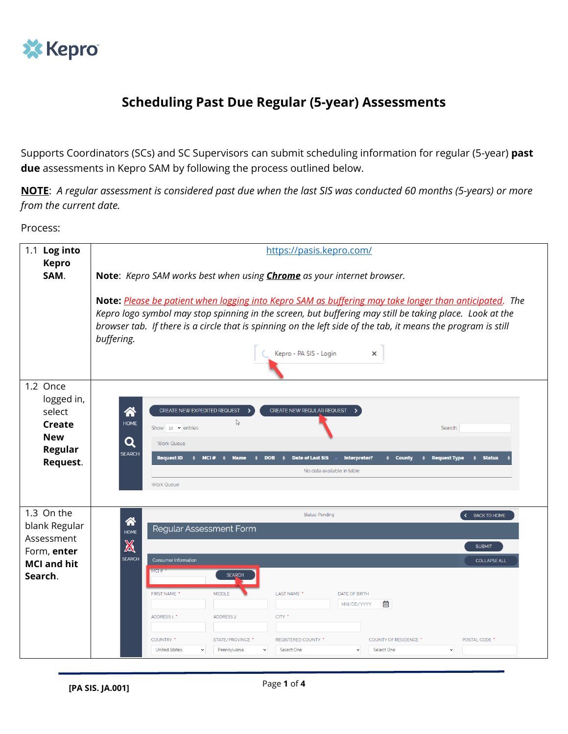# Scheduling Past Due Regular (5-year) Assessments

Supports Coordinators (SCs) and SC Supervisors can submit scheduling information for regular (5-year) **past due** assessments in Kepro SAM by following the process outlined below.

**NOTE**: *A regular assessment is considered past due when the last SIS was conducted 60 months (5-years) or more from the current date.*

Process:

| Step | Details |
|---|---|
| 1.1 **Log into Kepro SAM**. | https://pasis.kepro.com/<br><br>**Note**: *Kepro SAM works best when using **Chrome** as your internet browser.*<br><br>**Note:** *Please be patient when logging into Kepro SAM as buffering may take longer than anticipated. The Kepro logo symbol may stop spinning in the screen, but buffering may still be taking place. Look at the browser tab. If there is a circle that is spinning on the left side of the tab, it means the program is still buffering.* |
| 1.2 Once logged in, select **Create New Regular Request**. | |
| 1.3 On the blank Regular Assessment Form, **enter MCI and hit Search**. | |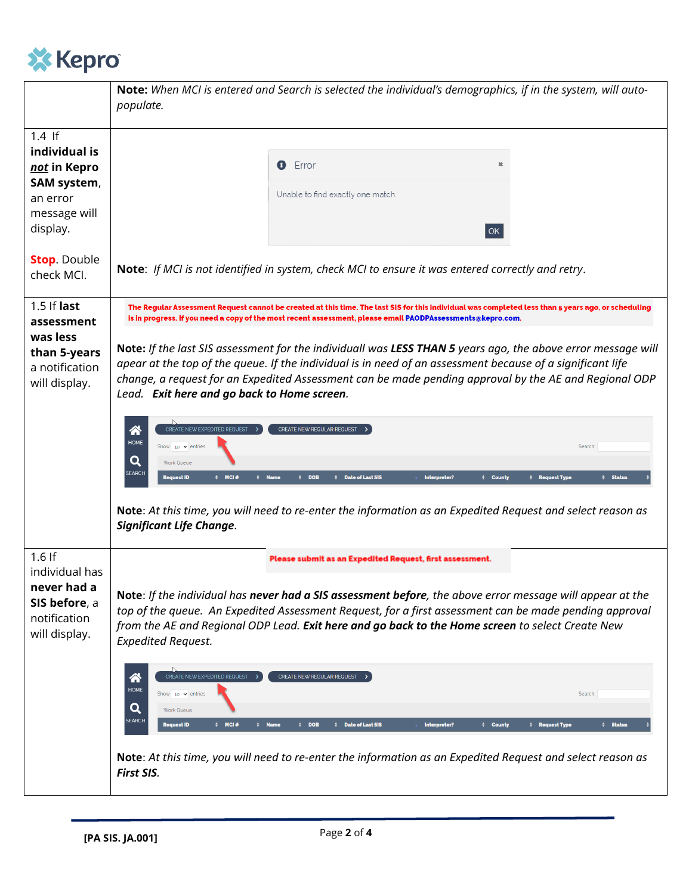| | |
|---|---|
| | **Note:** *When MCI is entered and Search is selected the individual's demographics, if in the system, will auto-populate.* |
| 1.4 If **individual is *not* in Kepro SAM system**, an error message will display.<br><br>**Stop**. Double check MCI. | Error<br>Unable to find exactly one match.<br>OK<br><br>**Note**: *If MCI is not identified in system, check MCI to ensure it was entered correctly and retry*. |
| 1.5 If **last assessment was less than 5-years** a notification will display. | **The Regular Assessment Request cannot be created at this time. The last SIS for this individual was completed less than 5 years ago, or scheduling is in progress. If you need a copy of the most recent assessment, please email PAODPAssessments@kepro.com.**<br><br>**Note:** *If the last SIS assessment for the individuall was **LESS THAN 5** years ago, the above error message will apear at the top of the queue. If the individual is in need of an assessment because of a significant life change, a request for an Expedited Assessment can be made pending approval by the AE and Regional ODP Lead.* ***Exit here and go back to Home screen.***<br><br>CREATE NEW EXPEDITED REQUEST / CREATE NEW REGULAR REQUEST<br><br>**Note**: *At this time, you will need to re-enter the information as an Expedited Request and select reason as **Significant Life Change**.* |
| 1.6 If individual has **never had a SIS before**, a notification will display. | **Please submit as an Expedited Request, first assessment.**<br><br>**Note**: *If the individual has **never had a SIS assessment before**, the above error message will appear at the top of the queue. An Expedited Assessment Request, for a first assessment can be made pending approval from the AE and Regional ODP Lead. **Exit here and go back to the Home screen** to select Create New Expedited Request.*<br><br>CREATE NEW EXPEDITED REQUEST / CREATE NEW REGULAR REQUEST<br><br>**Note**: *At this time, you will need to re-enter the information as an Expedited Request and select reason as **First SIS**.* |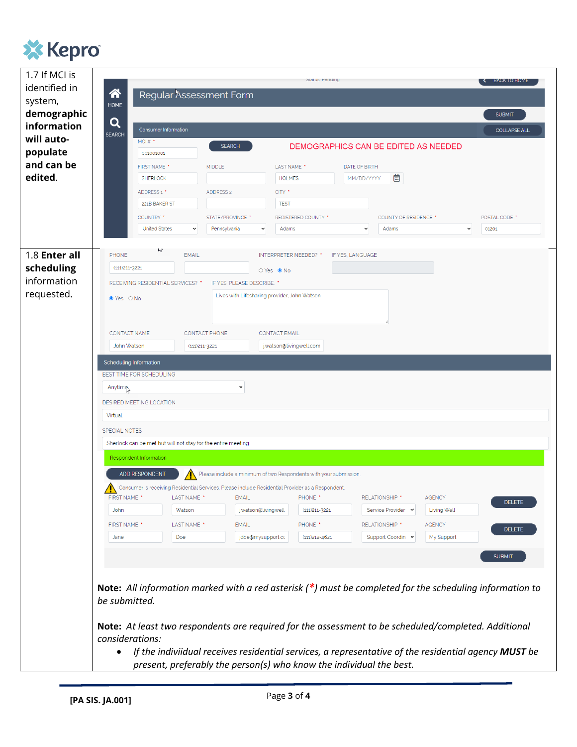| | |
|---|---|
| 1.7 If MCI is identified in system, **demographic information will auto-populate and can be edited**. | |
| 1.8 **Enter all scheduling** information requested. | |

**Note:** *All information marked with a red asterisk (*) must be completed for the scheduling information to be submitted.*

**Note:** *At least two respondents are required for the assessment to be scheduled/completed. Additional considerations:*

- *If the indiviidual receives residential services, a representative of the residential agency* ***MUST*** *be present, preferably the person(s) who know the individual the best.*

[PA SIS. JA.001]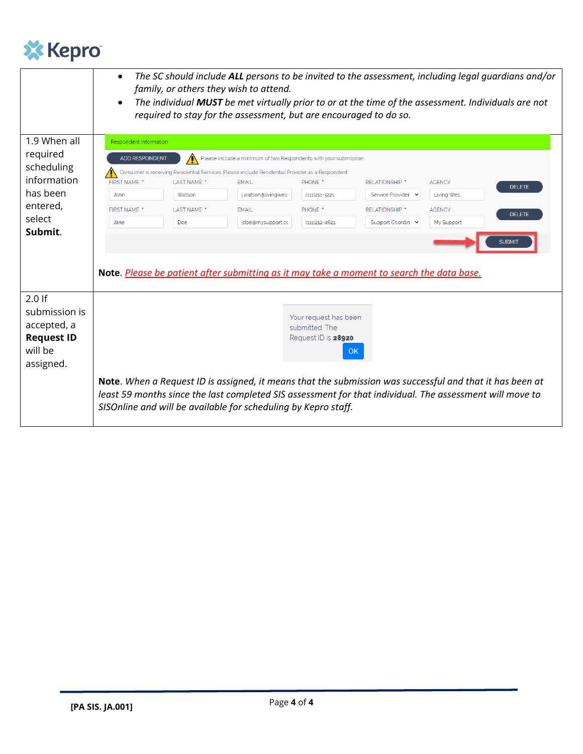| | |
|---|---|
| | • *The SC should include **ALL** persons to be invited to the assessment, including legal guardians and/or family, or others they wish to attend.*<br>• *The individual **MUST** be met virtually prior to or at the time of the assessment. Individuals are not required to stay for the assessment, but are encouraged to do so.* |
| 1.9 When all required scheduling information has been entered, select **Submit**. | Respondent Information<br>ADD RESPONDENT — Please include a minimum of two Respondents with your submission<br>Consumer is receiving Residential Services. Please include Residential Provider as a Respondent<br>FIRST NAME: John — LAST NAME: Watson — EMAIL: jwatson@livingwell — PHONE: (111)211-3221 — RELATIONSHIP: Service Provider — AGENCY: Living Well — DELETE<br>FIRST NAME: Jane — LAST NAME: Doe — EMAIL: jdoe@mysupport.cc — PHONE: (111)212-4621 — RELATIONSHIP: Support Coordin — AGENCY: My Support — DELETE<br>SUBMIT<br><br>**Note**. Please be patient after submitting as it may take a moment to search the data base. |
| 2.0 If submission is accepted, a **Request ID** will be assigned. | Your request has been submitted. The Request ID is **28920**. OK<br><br>**Note**. *When a Request ID is assigned, it means that the submission was successful and that it has been at least 59 months since the last completed SIS assessment for that individual. The assessment will move to SISOnline and will be available for scheduling by Kepro staff.* |

[PA SIS. JA.001]